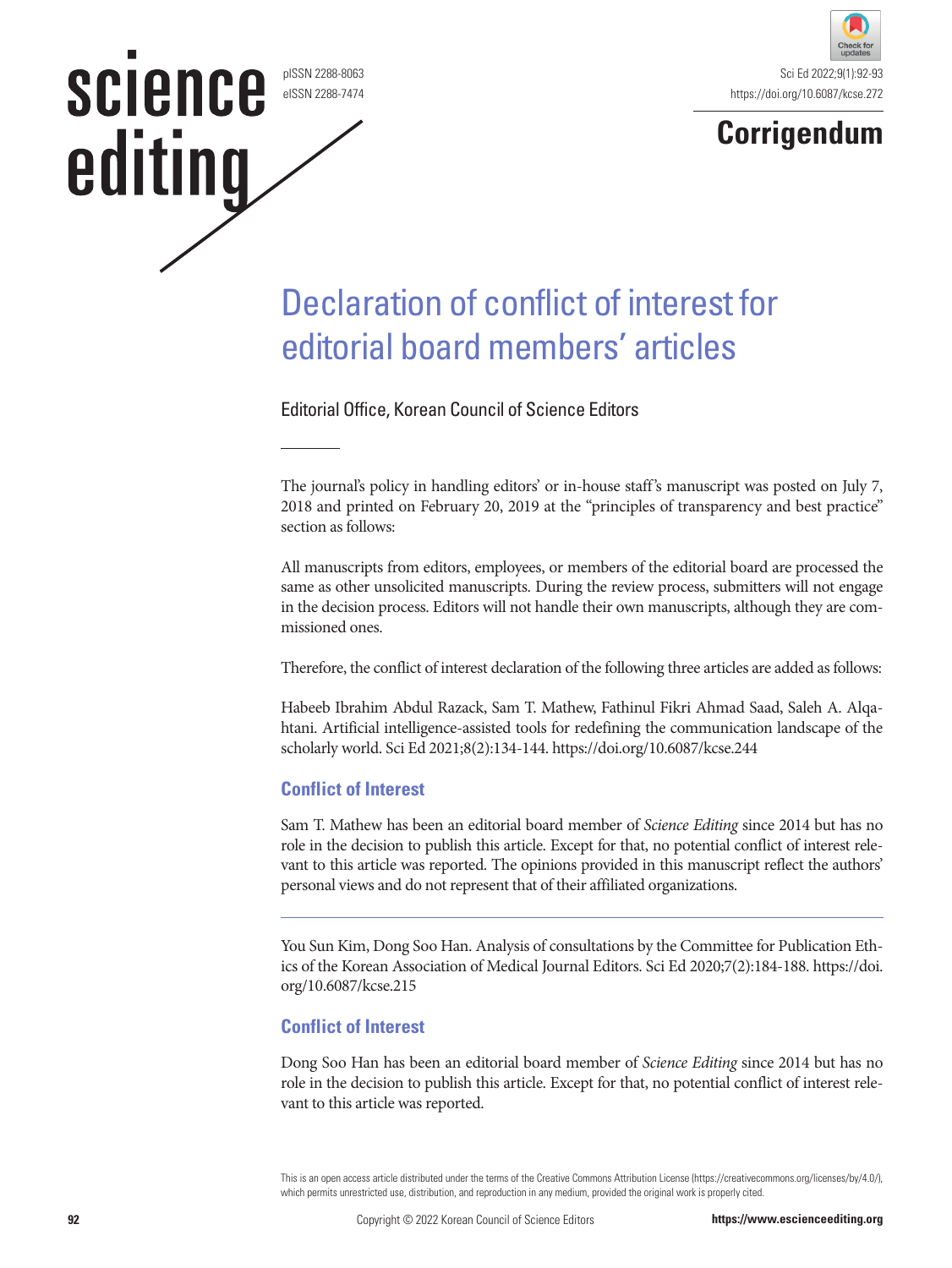Corrigendum

# Declaration of conflict of interest for editorial board members' articles

Editorial Office, Korean Council of Science Editors

The journal's policy in handling editors' or in-house staff's manuscript was posted on July 7, 2018 and printed on February 20, 2019 at the "principles of transparency and best practice" section as follows:

All manuscripts from editors, employees, or members of the editorial board are processed the same as other unsolicited manuscripts. During the review process, submitters will not engage in the decision process. Editors will not handle their own manuscripts, although they are commissioned ones.

Therefore, the conflict of interest declaration of the following three articles are added as follows:

Habeeb Ibrahim Abdul Razack, Sam T. Mathew, Fathinul Fikri Ahmad Saad, Saleh A. Alqahtani. Artificial intelligence-assisted tools for redefining the communication landscape of the scholarly world. Sci Ed 2021;8(2):134-144. https://doi.org/10.6087/kcse.244

## Conflict of Interest

Sam T. Mathew has been an editorial board member of *Science Editing* since 2014 but has no role in the decision to publish this article. Except for that, no potential conflict of interest relevant to this article was reported. The opinions provided in this manuscript reflect the authors' personal views and do not represent that of their affiliated organizations.

---

You Sun Kim, Dong Soo Han. Analysis of consultations by the Committee for Publication Ethics of the Korean Association of Medical Journal Editors. Sci Ed 2020;7(2):184-188. https://doi.org/10.6087/kcse.215

## Conflict of Interest

Dong Soo Han has been an editorial board member of *Science Editing* since 2014 but has no role in the decision to publish this article. Except for that, no potential conflict of interest relevant to this article was reported.

This is an open access article distributed under the terms of the Creative Commons Attribution License (https://creativecommons.org/licenses/by/4.0/), which permits unrestricted use, distribution, and reproduction in any medium, provided the original work is properly cited.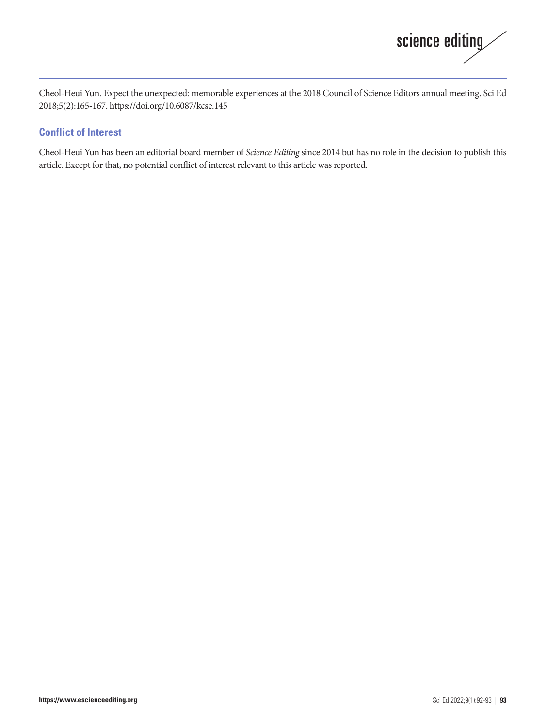Cheol-Heui Yun. Expect the unexpected: memorable experiences at the 2018 Council of Science Editors annual meeting. Sci Ed 2018;5(2):165-167. https://doi.org/10.6087/kcse.145

## Conflict of Interest

Cheol-Heui Yun has been an editorial board member of *Science Editing* since 2014 but has no role in the decision to publish this article. Except for that, no potential conflict of interest relevant to this article was reported.